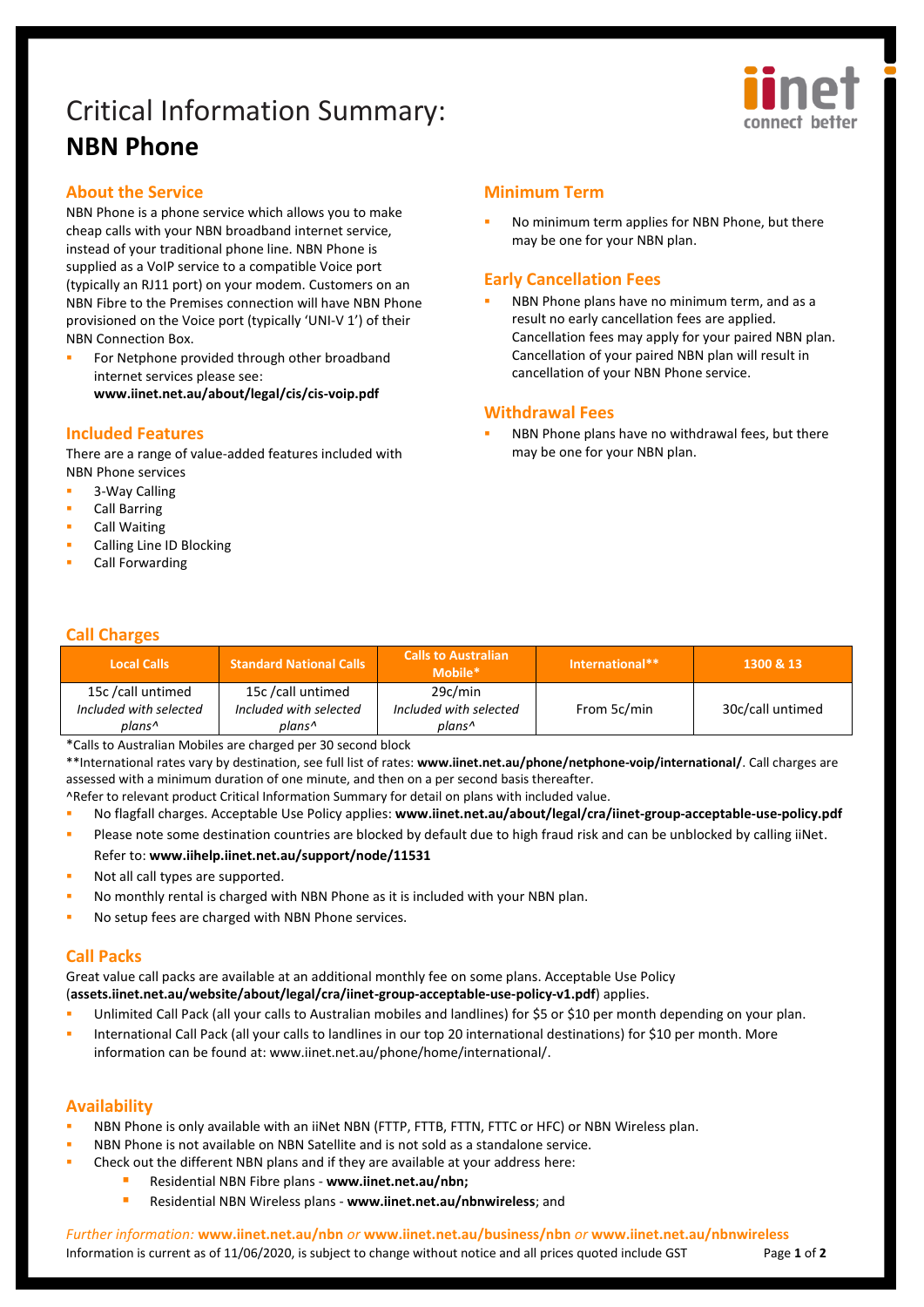# Critical Information Summary:
# **NBN Phone**

## About the Service

NBN Phone is a phone service which allows you to make cheap calls with your NBN broadband internet service, instead of your traditional phone line. NBN Phone is supplied as a VoIP service to a compatible Voice port (typically an RJ11 port) on your modem. Customers on an NBN Fibre to the Premises connection will have NBN Phone provisioned on the Voice port (typically 'UNI-V 1') of their NBN Connection Box.

- For Netphone provided through other broadband internet services please see: **www.iinet.net.au/about/legal/cis/cis-voip.pdf**

## Included Features

There are a range of value-added features included with NBN Phone services

- 3-Way Calling
- Call Barring
- Call Waiting
- Calling Line ID Blocking
- Call Forwarding

## Minimum Term

- No minimum term applies for NBN Phone, but there may be one for your NBN plan.

## Early Cancellation Fees

- NBN Phone plans have no minimum term, and as a result no early cancellation fees are applied. Cancellation fees may apply for your paired NBN plan. Cancellation of your paired NBN plan will result in cancellation of your NBN Phone service.

## Withdrawal Fees

- NBN Phone plans have no withdrawal fees, but there may be one for your NBN plan.

## Call Charges

| Local Calls | Standard National Calls | Calls to Australian Mobile* | International** | 1300 & 13 |
|---|---|---|---|---|
| 15c /call untimed *Included with selected plans^* | 15c /call untimed *Included with selected plans^* | 29c/min *Included with selected plans^* | From 5c/min | 30c/call untimed |

*Calls to Australian Mobiles are charged per 30 second block

**International rates vary by destination, see full list of rates: **www.iinet.net.au/phone/netphone-voip/international/**. Call charges are assessed with a minimum duration of one minute, and then on a per second basis thereafter.

^Refer to relevant product Critical Information Summary for detail on plans with included value.

- No flagfall charges. Acceptable Use Policy applies: **www.iinet.net.au/about/legal/cra/iinet-group-acceptable-use-policy.pdf**
- Please note some destination countries are blocked by default due to high fraud risk and can be unblocked by calling iiNet. Refer to: **www.iihelp.iinet.net.au/support/node/11531**
- Not all call types are supported.
- No monthly rental is charged with NBN Phone as it is included with your NBN plan.
- No setup fees are charged with NBN Phone services.

## Call Packs

Great value call packs are available at an additional monthly fee on some plans. Acceptable Use Policy (**assets.iinet.net.au/website/about/legal/cra/iinet-group-acceptable-use-policy-v1.pdf**) applies.

- Unlimited Call Pack (all your calls to Australian mobiles and landlines) for $5 or $10 per month depending on your plan.
- International Call Pack (all your calls to landlines in our top 20 international destinations) for $10 per month. More information can be found at: www.iinet.net.au/phone/home/international/.

## Availability

- NBN Phone is only available with an iiNet NBN (FTTP, FTTB, FTTN, FTTC or HFC) or NBN Wireless plan.
- NBN Phone is not available on NBN Satellite and is not sold as a standalone service.
- Check out the different NBN plans and if they are available at your address here:
  - Residential NBN Fibre plans - **www.iinet.net.au/nbn;**
  - Residential NBN Wireless plans - **www.iinet.net.au/nbnwireless**; and

*Further information:* **www.iinet.net.au/nbn** *or* **www.iinet.net.au/business/nbn** *or* **www.iinet.net.au/nbnwireless**

Information is current as of 11/06/2020, is subject to change without notice and all prices quoted include GST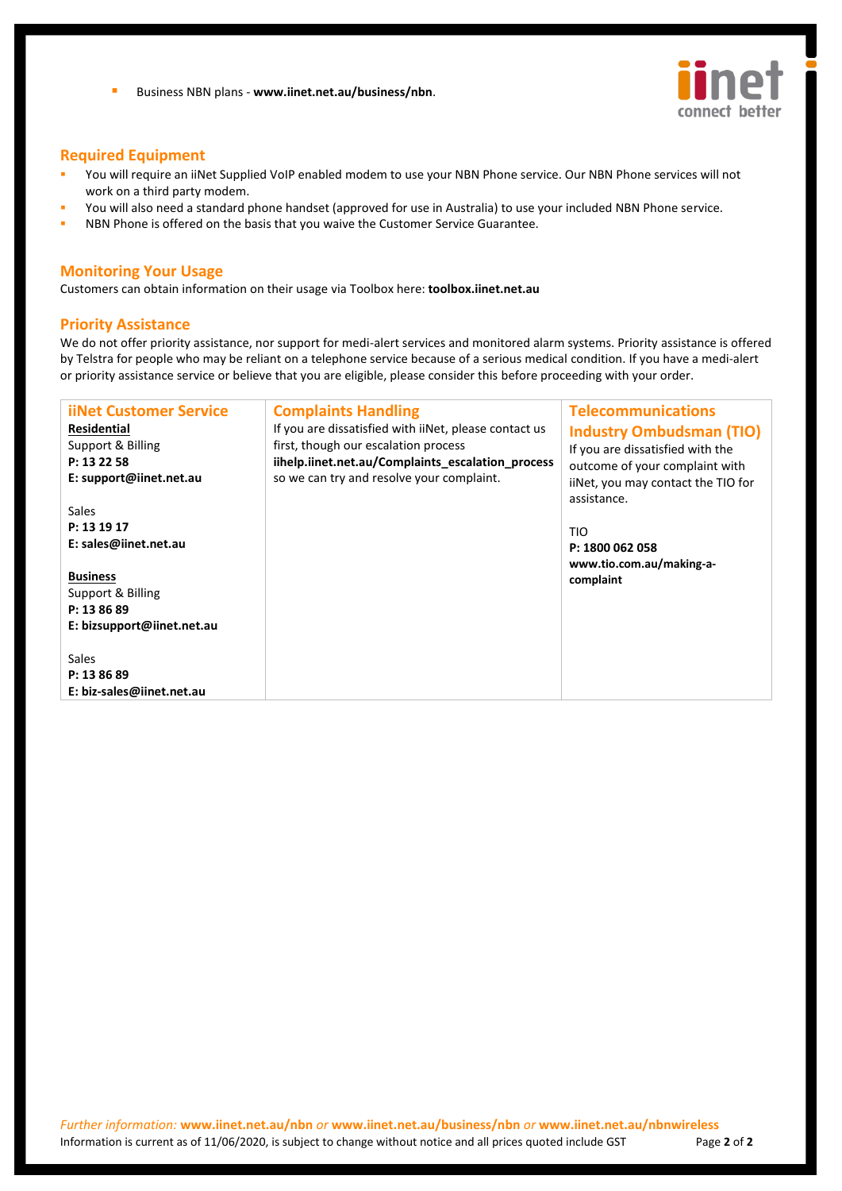- Business NBN plans - **www.iinet.net.au/business/nbn**.

## Required Equipment

- You will require an iiNet Supplied VoIP enabled modem to use your NBN Phone service. Our NBN Phone services will not work on a third party modem.
- You will also need a standard phone handset (approved for use in Australia) to use your included NBN Phone service.
- NBN Phone is offered on the basis that you waive the Customer Service Guarantee.

## Monitoring Your Usage

Customers can obtain information on their usage via Toolbox here: **toolbox.iinet.net.au**

## Priority Assistance

We do not offer priority assistance, nor support for medi-alert services and monitored alarm systems. Priority assistance is offered by Telstra for people who may be reliant on a telephone service because of a serious medical condition. If you have a medi-alert or priority assistance service or believe that you are eligible, please consider this before proceeding with your order.

| iiNet Customer Service | Complaints Handling | Telecommunications Industry Ombudsman (TIO) |
|---|---|---|
| **Residential**<br>Support & Billing<br>**P: 13 22 58**<br>**E: support@iinet.net.au**<br><br>Sales<br>**P: 13 19 17**<br>**E: sales@iinet.net.au**<br><br>**Business**<br>Support & Billing<br>**P: 13 86 89**<br>**E: bizsupport@iinet.net.au**<br><br>Sales<br>**P: 13 86 89**<br>**E: biz-sales@iinet.net.au** | If you are dissatisfied with iiNet, please contact us first, though our escalation process **iihelp.iinet.net.au/Complaints_escalation_process** so we can try and resolve your complaint. | If you are dissatisfied with the outcome of your complaint with iiNet, you may contact the TIO for assistance.<br><br>TIO<br>**P: 1800 062 058**<br>**www.tio.com.au/making-a-complaint** |

*Further information:* **www.iinet.net.au/nbn** *or* **www.iinet.net.au/business/nbn** *or* **www.iinet.net.au/nbnwireless**

Information is current as of 11/06/2020, is subject to change without notice and all prices quoted include GST